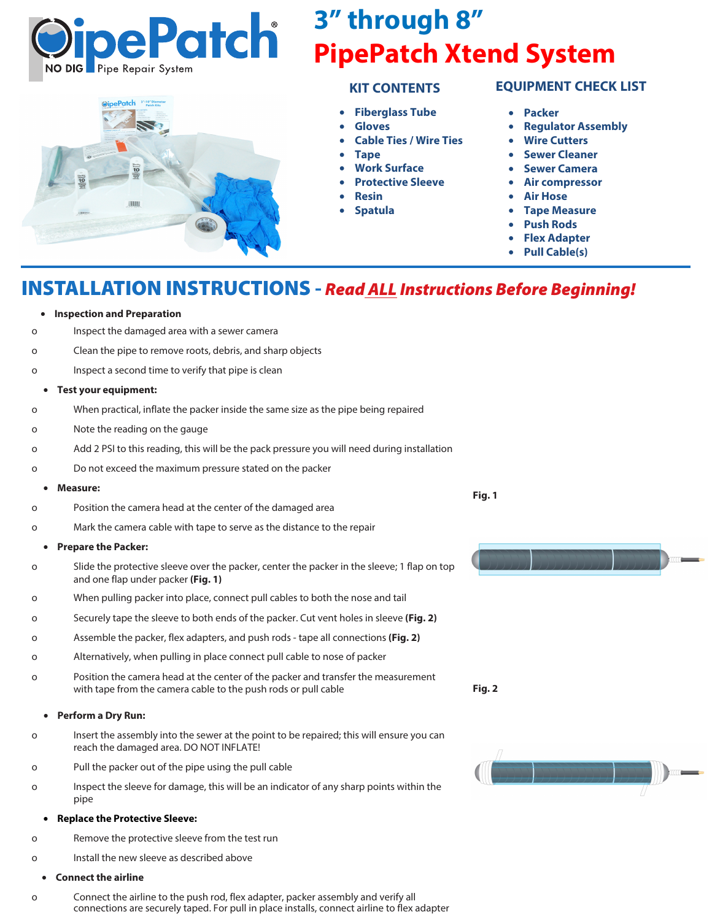PipePatch® NO DIG Pipe Repair System

# 3" through 8"
# PipePatch Xtend System

## KIT CONTENTS

- Fiberglass Tube
- Gloves
- Cable Ties / Wire Ties
- Tape
- Work Surface
- Protective Sleeve
- Resin
- Spatula

## EQUIPMENT CHECK LIST

- Packer
- Regulator Assembly
- Wire Cutters
- Sewer Cleaner
- Sewer Camera
- Air compressor
- Air Hose
- Tape Measure
- Push Rods
- Flex Adapter
- Pull Cable(s)

## INSTALLATION INSTRUCTIONS - *Read ALL Instructions Before Beginning!*

- **Inspection and Preparation**
  - Inspect the damaged area with a sewer camera
  - Clean the pipe to remove roots, debris, and sharp objects
  - Inspect a second time to verify that pipe is clean
- **Test your equipment:**
  - When practical, inflate the packer inside the same size as the pipe being repaired
  - Note the reading on the gauge
  - Add 2 PSI to this reading, this will be the pack pressure you will need during installation
  - Do not exceed the maximum pressure stated on the packer
- **Measure:**
  - Position the camera head at the center of the damaged area
  - Mark the camera cable with tape to serve as the distance to the repair
- **Prepare the Packer:**
  - Slide the protective sleeve over the packer, center the packer in the sleeve; 1 flap on top and one flap under packer **(Fig. 1)**
  - When pulling packer into place, connect pull cables to both the nose and tail
  - Securely tape the sleeve to both ends of the packer. Cut vent holes in sleeve **(Fig. 2)**
  - Assemble the packer, flex adapters, and push rods - tape all connections **(Fig. 2)**
  - Alternatively, when pulling in place connect pull cable to nose of packer
  - Position the camera head at the center of the packer and transfer the measurement with tape from the camera cable to the push rods or pull cable
- **Perform a Dry Run:**
  - Insert the assembly into the sewer at the point to be repaired; this will ensure you can reach the damaged area. DO NOT INFLATE!
  - Pull the packer out of the pipe using the pull cable
  - Inspect the sleeve for damage, this will be an indicator of any sharp points within the pipe
- **Replace the Protective Sleeve:**
  - Remove the protective sleeve from the test run
  - Install the new sleeve as described above
- **Connect the airline**
  - Connect the airline to the push rod, flex adapter, packer assembly and verify all connections are securely taped. For pull in place installs, connect airline to flex adapter

**Fig. 1**

**Fig. 2**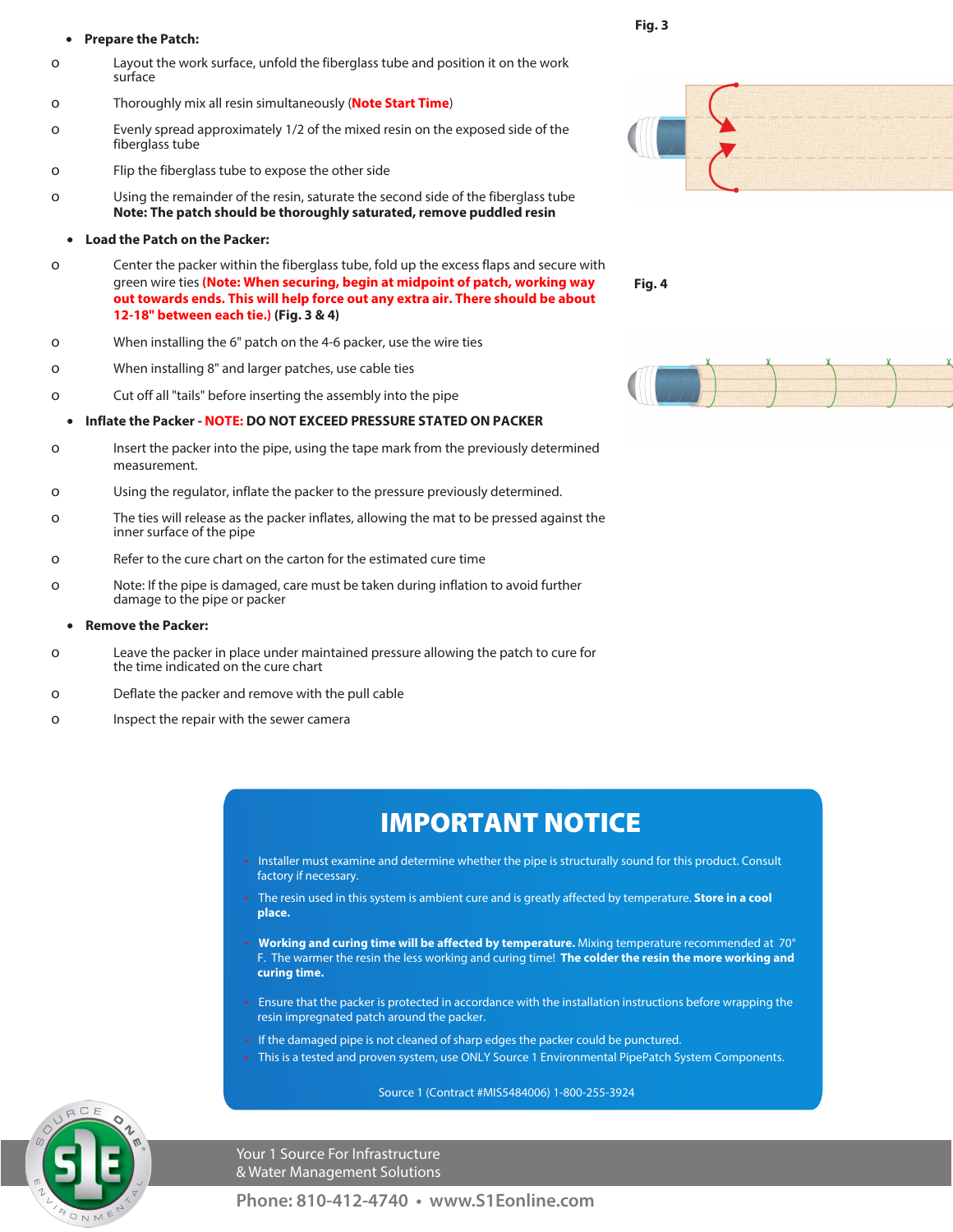- **Prepare the Patch:**
  - Layout the work surface, unfold the fiberglass tube and position it on the work surface
  - Thoroughly mix all resin simultaneously (**Note Start Time**)
  - Evenly spread approximately 1/2 of the mixed resin on the exposed side of the fiberglass tube
  - Flip the fiberglass tube to expose the other side
  - Using the remainder of the resin, saturate the second side of the fiberglass tube **Note: The patch should be thoroughly saturated, remove puddled resin**
- **Load the Patch on the Packer:**
  - Center the packer within the fiberglass tube, fold up the excess flaps and secure with green wire ties **(Note: When securing, begin at midpoint of patch, working way out towards ends. This will help force out any extra air. There should be about 12-18" between each tie.)** **(Fig. 3 & 4)**
  - When installing the 6" patch on the 4-6 packer, use the wire ties
  - When installing 8" and larger patches, use cable ties
  - Cut off all "tails" before inserting the assembly into the pipe
- **Inflate the Packer - NOTE: DO NOT EXCEED PRESSURE STATED ON PACKER**
  - Insert the packer into the pipe, using the tape mark from the previously determined measurement.
  - Using the regulator, inflate the packer to the pressure previously determined.
  - The ties will release as the packer inflates, allowing the mat to be pressed against the inner surface of the pipe
  - Refer to the cure chart on the carton for the estimated cure time
  - Note: If the pipe is damaged, care must be taken during inflation to avoid further damage to the pipe or packer
- **Remove the Packer:**
  - Leave the packer in place under maintained pressure allowing the patch to cure for the time indicated on the cure chart
  - Deflate the packer and remove with the pull cable
  - Inspect the repair with the sewer camera

Fig. 3

Fig. 4

## IMPORTANT NOTICE

- Installer must examine and determine whether the pipe is structurally sound for this product. Consult factory if necessary.
- The resin used in this system is ambient cure and is greatly affected by temperature. **Store in a cool place.**
- **Working and curing time will be affected by temperature.** Mixing temperature recommended at 70° F. The warmer the resin the less working and curing time! **The colder the resin the more working and curing time.**
- Ensure that the packer is protected in accordance with the installation instructions before wrapping the resin impregnated patch around the packer.
- If the damaged pipe is not cleaned of sharp edges the packer could be punctured.
- This is a tested and proven system, use ONLY Source 1 Environmental PipePatch System Components.

Source 1 (Contract #MIS5484006) 1-800-255-3924

Your 1 Source For Infrastructure & Water Management Solutions

Phone: 810-412-4740 • www.S1Eonline.com